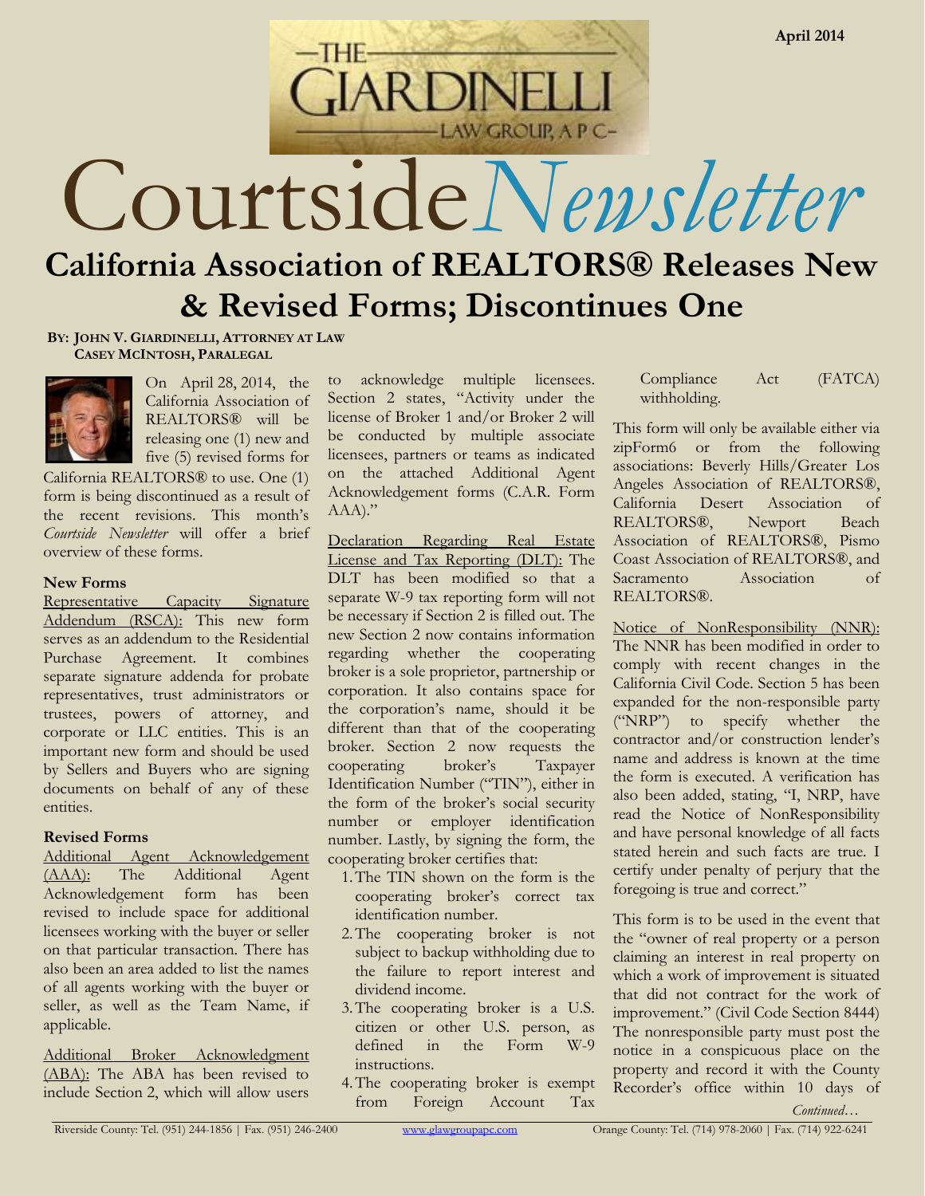# Courtside Newsletter

April 2014

## California Association of REALTORS® Releases New & Revised Forms; Discontinues One

**By: John V. Giardinelli, Attorney at Law**
**Casey McIntosh, Paralegal**

On April 28, 2014, the California Association of REALTORS® will be releasing one (1) new and five (5) revised forms for California REALTORS® to use. One (1) form is being discontinued as a result of the recent revisions. This month's *Courtside Newsletter* will offer a brief overview of these forms.

### New Forms

Representative Capacity Signature Addendum (RSCA): This new form serves as an addendum to the Residential Purchase Agreement. It combines separate signature addenda for probate representatives, trust administrators or trustees, powers of attorney, and corporate or LLC entities. This is an important new form and should be used by Sellers and Buyers who are signing documents on behalf of any of these entities.

### Revised Forms

Additional Agent Acknowledgement (AAA): The Additional Agent Acknowledgement form has been revised to include space for additional licensees working with the buyer or seller on that particular transaction. There has also been an area added to list the names of all agents working with the buyer or seller, as well as the Team Name, if applicable.

Additional Broker Acknowledgment (ABA): The ABA has been revised to include Section 2, which will allow users to acknowledge multiple licensees. Section 2 states, "Activity under the license of Broker 1 and/or Broker 2 will be conducted by multiple associate licensees, partners or teams as indicated on the attached Additional Agent Acknowledgement forms (C.A.R. Form AAA)."

Declaration Regarding Real Estate License and Tax Reporting (DLT): The DLT has been modified so that a separate W-9 tax reporting form will not be necessary if Section 2 is filled out. The new Section 2 now contains information regarding whether the cooperating broker is a sole proprietor, partnership or corporation. It also contains space for the corporation's name, should it be different than that of the cooperating broker. Section 2 now requests the cooperating broker's Taxpayer Identification Number ("TIN"), either in the form of the broker's social security number or employer identification number. Lastly, by signing the form, the cooperating broker certifies that:

1. The TIN shown on the form is the cooperating broker's correct tax identification number.
2. The cooperating broker is not subject to backup withholding due to the failure to report interest and dividend income.
3. The cooperating broker is a U.S. citizen or other U.S. person, as defined in the Form W-9 instructions.
4. The cooperating broker is exempt from Foreign Account Tax Compliance Act (FATCA) withholding.

This form will only be available either via zipForm6 or from the following associations: Beverly Hills/Greater Los Angeles Association of REALTORS®, California Desert Association of REALTORS®, Newport Beach Association of REALTORS®, Pismo Coast Association of REALTORS®, and Sacramento Association of REALTORS®.

Notice of NonResponsibility (NNR): The NNR has been modified in order to comply with recent changes in the California Civil Code. Section 5 has been expanded for the non-responsible party ("NRP") to specify whether the contractor and/or construction lender's name and address is known at the time the form is executed. A verification has also been added, stating, "I, NRP, have read the Notice of NonResponsibility and have personal knowledge of all facts stated herein and such facts are true. I certify under penalty of perjury that the foregoing is true and correct."

This form is to be used in the event that the "owner of real property or a person claiming an interest in real property on which a work of improvement is situated that did not contract for the work of improvement." (Civil Code Section 8444) The nonresponsible party must post the notice in a conspicuous place on the property and record it with the County Recorder's office within 10 days of

*Continued…*

Riverside County: Tel. (951) 244-1856 | Fax. (951) 246-2400 | www.glawgroupapc.com | Orange County: Tel. (714) 978-2060 | Fax. (714) 922-6241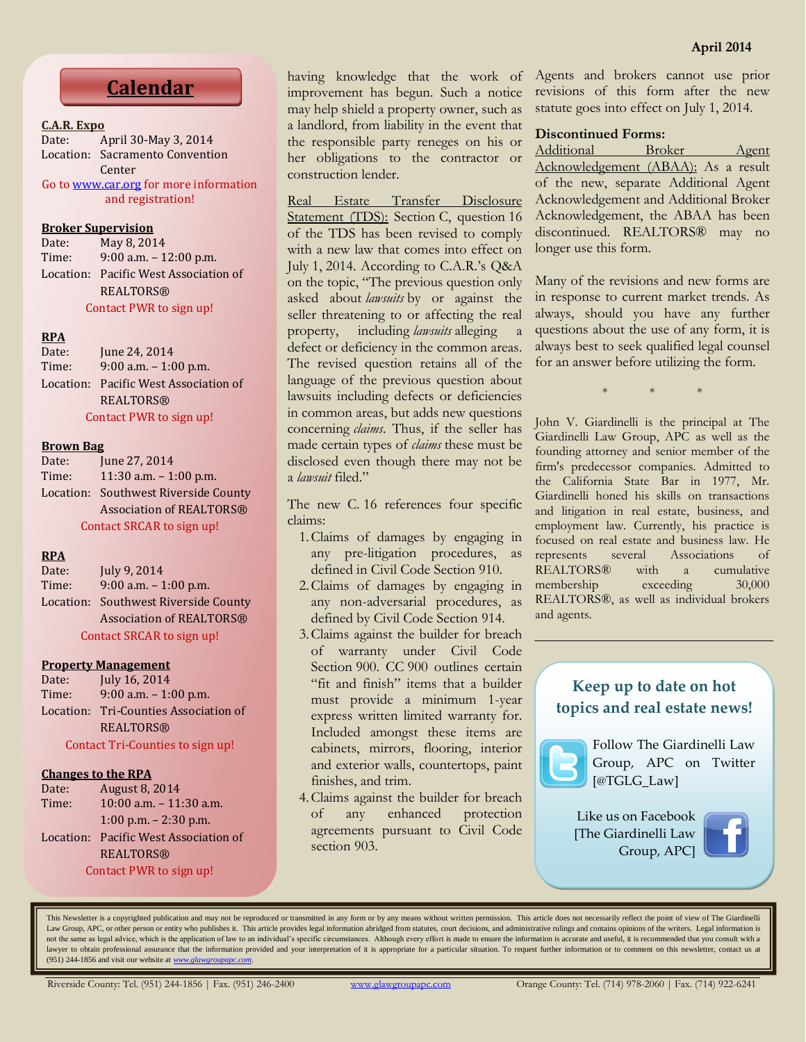## Calendar

**C.A.R. Expo**
Date: April 30-May 3, 2014
Location: Sacramento Convention Center
Go to www.car.org for more information and registration!

**Broker Supervision**
Date: May 8, 2014
Time: 9:00 a.m. – 12:00 p.m.
Location: Pacific West Association of REALTORS®
Contact PWR to sign up!

**RPA**
Date: June 24, 2014
Time: 9:00 a.m. – 1:00 p.m.
Location: Pacific West Association of REALTORS®
Contact PWR to sign up!

**Brown Bag**
Date: June 27, 2014
Time: 11:30 a.m. – 1:00 p.m.
Location: Southwest Riverside County Association of REALTORS®
Contact SRCAR to sign up!

**RPA**
Date: July 9, 2014
Time: 9:00 a.m. – 1:00 p.m.
Location: Southwest Riverside County Association of REALTORS®
Contact SRCAR to sign up!

**Property Management**
Date: July 16, 2014
Time: 9:00 a.m. – 1:00 p.m.
Location: Tri-Counties Association of REALTORS®
Contact Tri-Counties to sign up!

**Changes to the RPA**
Date: August 8, 2014
Time: 10:00 a.m. – 11:30 a.m.
1:00 p.m. – 2:30 p.m.
Location: Pacific West Association of REALTORS®
Contact PWR to sign up!

having knowledge that the work of improvement has begun. Such a notice may help shield a property owner, such as a landlord, from liability in the event that the responsible party reneges on his or her obligations to the contractor or construction lender.

Real Estate Transfer Disclosure Statement (TDS): Section C, question 16 of the TDS has been revised to comply with a new law that comes into effect on July 1, 2014. According to C.A.R.'s Q&A on the topic, "The previous question only asked about *lawsuits* by or against the seller threatening to or affecting the real property, including *lawsuits* alleging a defect or deficiency in the common areas. The revised question retains all of the language of the previous question about lawsuits including defects or deficiencies in common areas, but adds new questions concerning *claims*. Thus, if the seller has made certain types of *claims* these must be disclosed even though there may not be a *lawsuit* filed."

The new C. 16 references four specific claims:

1. Claims of damages by engaging in any pre-litigation procedures, as defined in Civil Code Section 910.
2. Claims of damages by engaging in any non-adversarial procedures, as defined by Civil Code Section 914.
3. Claims against the builder for breach of warranty under Civil Code Section 900. CC 900 outlines certain "fit and finish" items that a builder must provide a minimum 1-year express written limited warranty for. Included amongst these items are cabinets, mirrors, flooring, interior and exterior walls, countertops, paint finishes, and trim.
4. Claims against the builder for breach of any enhanced protection agreements pursuant to Civil Code section 903.

Agents and brokers cannot use prior revisions of this form after the new statute goes into effect on July 1, 2014.

**Discontinued Forms:**
Additional Broker Agent Acknowledgement (ABAA): As a result of the new, separate Additional Agent Acknowledgement and Additional Broker Acknowledgement, the ABAA has been discontinued. REALTORS® may no longer use this form.

Many of the revisions and new forms are in response to current market trends. As always, should you have any further questions about the use of any form, it is always best to seek qualified legal counsel for an answer before utilizing the form.

\* \* \*

John V. Giardinelli is the principal at The Giardinelli Law Group, APC as well as the founding attorney and senior member of the firm's predecessor companies. Admitted to the California State Bar in 1977, Mr. Giardinelli honed his skills on transactions and litigation in real estate, business, and employment law. Currently, his practice is focused on real estate and business law. He represents several Associations of REALTORS® with a cumulative membership exceeding 30,000 REALTORS®, as well as individual brokers and agents.

**Keep up to date on hot topics and real estate news!**

Follow The Giardinelli Law Group, APC on Twitter [@TGLG_Law]

Like us on Facebook [The Giardinelli Law Group, APC]

This Newsletter is a copyrighted publication and may not be reproduced or transmitted in any form or by any means without written permission. This article does not necessarily reflect the point of view of The Giardinelli Law Group, APC, or other person or entity who publishes it. This article provides legal information abridged from statutes, court decisions, and administrative rulings and contains opinions of the writers. Legal information is not the same as legal advice, which is the application of law to an individual's specific circumstances. Although every effort is made to ensure the information is accurate and useful, it is recommended that you consult with a lawyer to obtain professional assurance that the information provided and your interpretation of it is appropriate for a particular situation. To request further information or to comment on this newsletter, contact us at (951) 244-1856 and visit our website at www.glawgroupapc.com.

Riverside County: Tel. (951) 244-1856 | Fax. (951) 246-2400 www.glawgroupapc.com Orange County: Tel. (714) 978-2060 | Fax. (714) 922-6241